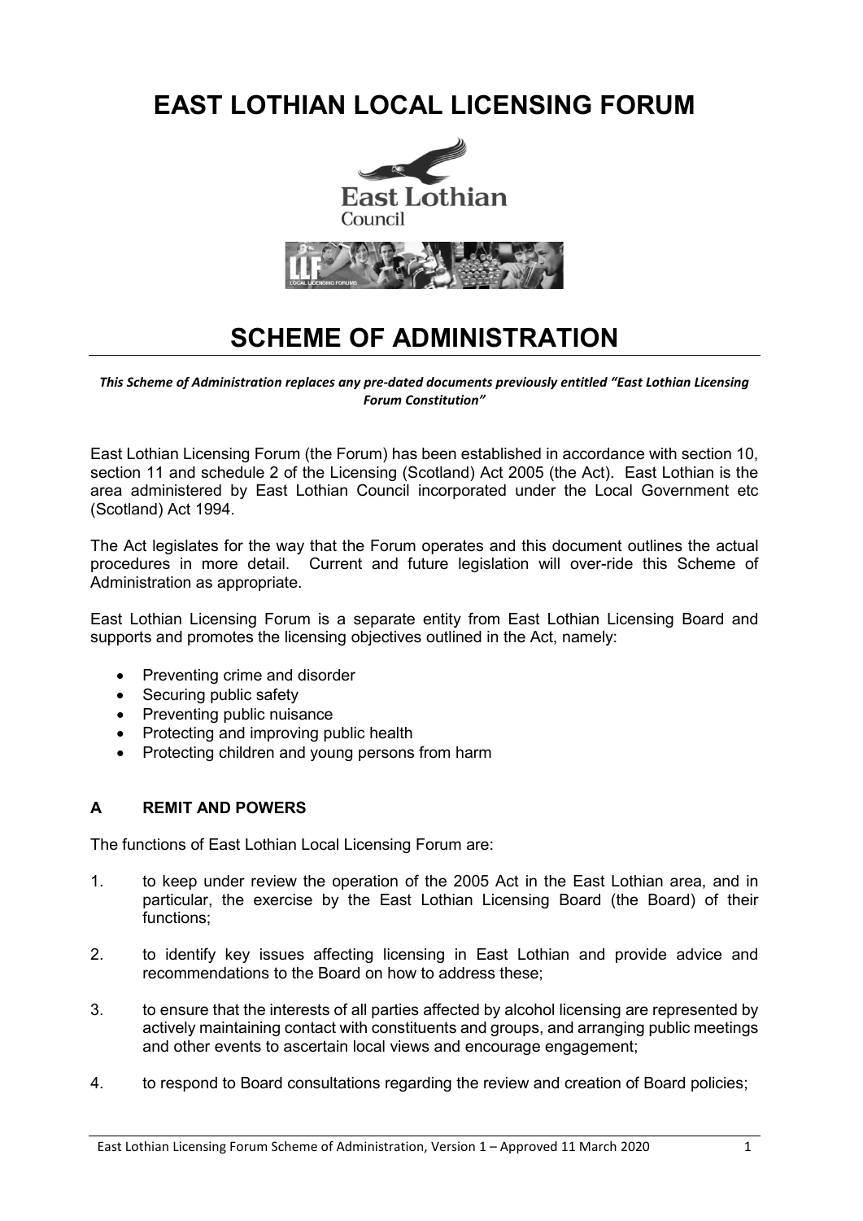# EAST LOTHIAN LOCAL LICENSING FORUM

# SCHEME OF ADMINISTRATION

***This Scheme of Administration replaces any pre-dated documents previously entitled "East Lothian Licensing Forum Constitution"***

East Lothian Licensing Forum (the Forum) has been established in accordance with section 10, section 11 and schedule 2 of the Licensing (Scotland) Act 2005 (the Act). East Lothian is the area administered by East Lothian Council incorporated under the Local Government etc (Scotland) Act 1994.

The Act legislates for the way that the Forum operates and this document outlines the actual procedures in more detail. Current and future legislation will over-ride this Scheme of Administration as appropriate.

East Lothian Licensing Forum is a separate entity from East Lothian Licensing Board and supports and promotes the licensing objectives outlined in the Act, namely:

- Preventing crime and disorder
- Securing public safety
- Preventing public nuisance
- Protecting and improving public health
- Protecting children and young persons from harm

## A REMIT AND POWERS

The functions of East Lothian Local Licensing Forum are:

1. to keep under review the operation of the 2005 Act in the East Lothian area, and in particular, the exercise by the East Lothian Licensing Board (the Board) of their functions;

2. to identify key issues affecting licensing in East Lothian and provide advice and recommendations to the Board on how to address these;

3. to ensure that the interests of all parties affected by alcohol licensing are represented by actively maintaining contact with constituents and groups, and arranging public meetings and other events to ascertain local views and encourage engagement;

4. to respond to Board consultations regarding the review and creation of Board policies;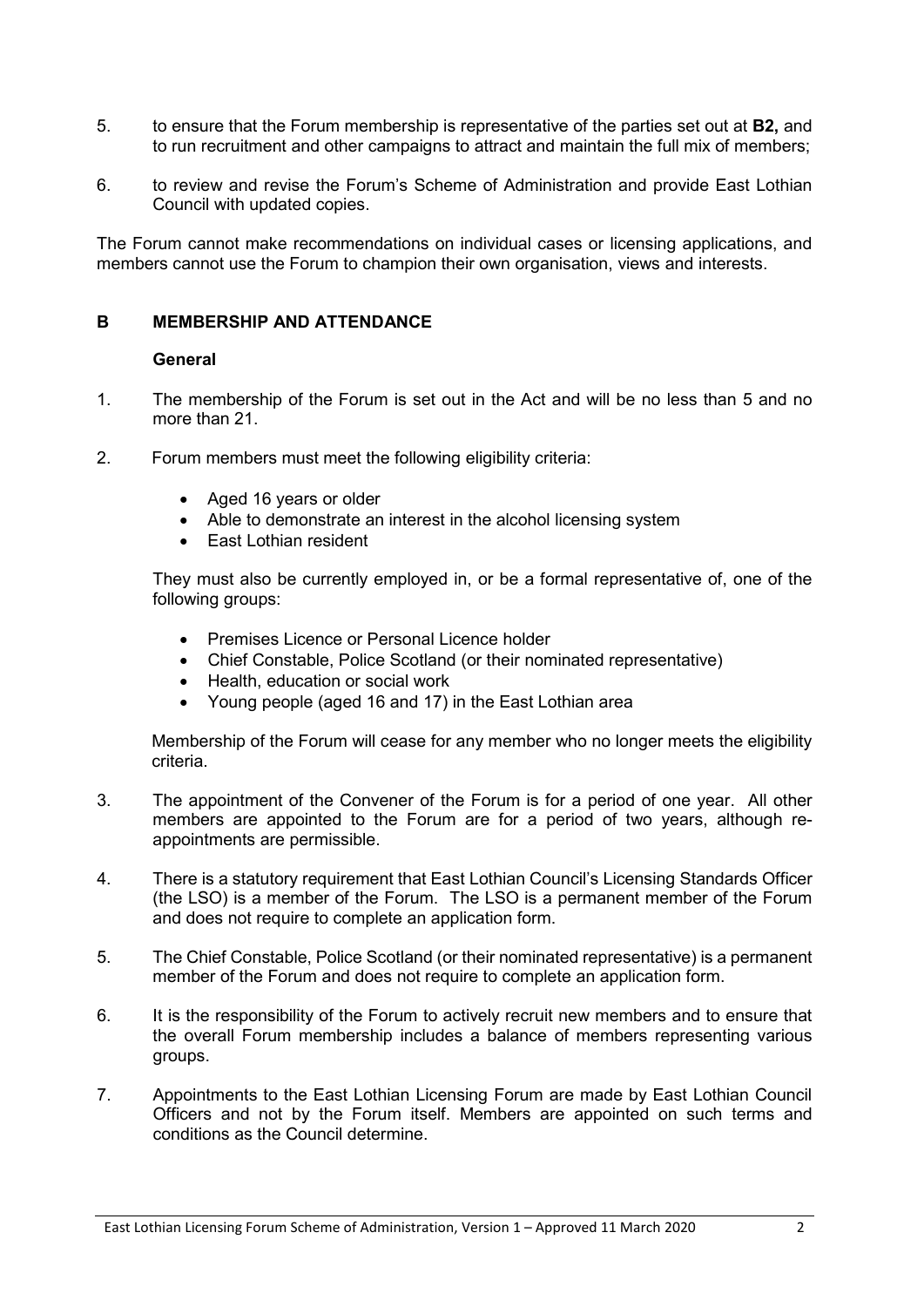5. to ensure that the Forum membership is representative of the parties set out at **B2,** and to run recruitment and other campaigns to attract and maintain the full mix of members;

6. to review and revise the Forum's Scheme of Administration and provide East Lothian Council with updated copies.

The Forum cannot make recommendations on individual cases or licensing applications, and members cannot use the Forum to champion their own organisation, views and interests.

## B MEMBERSHIP AND ATTENDANCE

### General

1. The membership of the Forum is set out in the Act and will be no less than 5 and no more than 21.

2. Forum members must meet the following eligibility criteria:

   - Aged 16 years or older
   - Able to demonstrate an interest in the alcohol licensing system
   - East Lothian resident

   They must also be currently employed in, or be a formal representative of, one of the following groups:

   - Premises Licence or Personal Licence holder
   - Chief Constable, Police Scotland (or their nominated representative)
   - Health, education or social work
   - Young people (aged 16 and 17) in the East Lothian area

   Membership of the Forum will cease for any member who no longer meets the eligibility criteria.

3. The appointment of the Convener of the Forum is for a period of one year. All other members are appointed to the Forum are for a period of two years, although re-appointments are permissible.

4. There is a statutory requirement that East Lothian Council's Licensing Standards Officer (the LSO) is a member of the Forum. The LSO is a permanent member of the Forum and does not require to complete an application form.

5. The Chief Constable, Police Scotland (or their nominated representative) is a permanent member of the Forum and does not require to complete an application form.

6. It is the responsibility of the Forum to actively recruit new members and to ensure that the overall Forum membership includes a balance of members representing various groups.

7. Appointments to the East Lothian Licensing Forum are made by East Lothian Council Officers and not by the Forum itself. Members are appointed on such terms and conditions as the Council determine.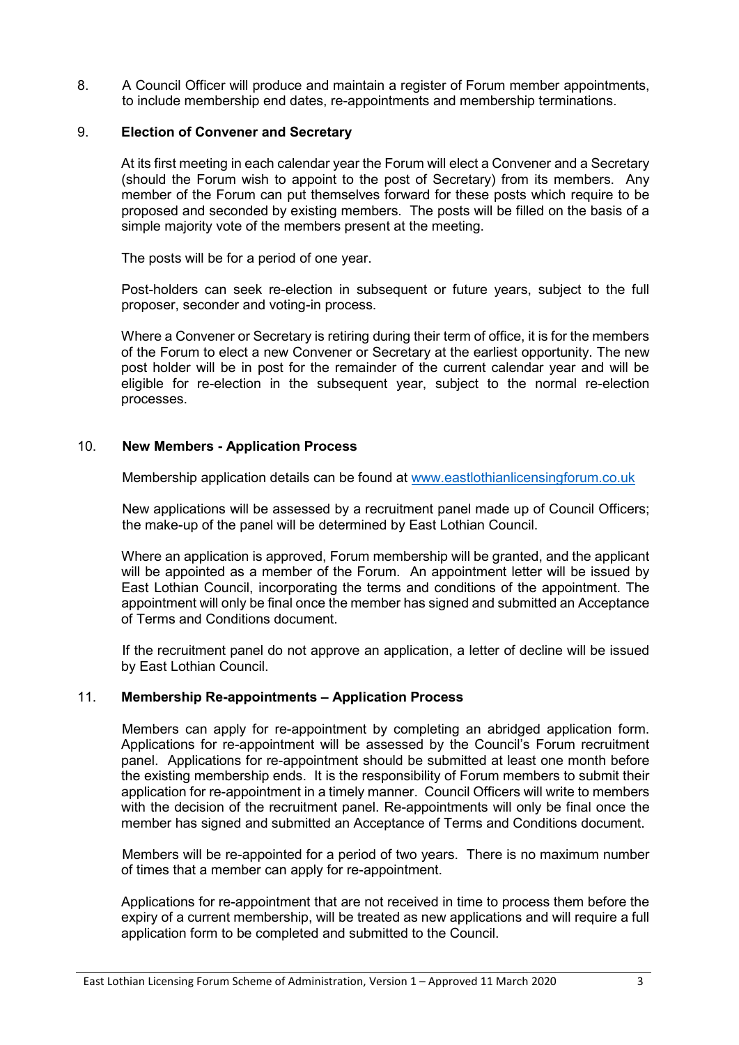8. A Council Officer will produce and maintain a register of Forum member appointments, to include membership end dates, re-appointments and membership terminations.

9. **Election of Convener and Secretary**

At its first meeting in each calendar year the Forum will elect a Convener and a Secretary (should the Forum wish to appoint to the post of Secretary) from its members. Any member of the Forum can put themselves forward for these posts which require to be proposed and seconded by existing members. The posts will be filled on the basis of a simple majority vote of the members present at the meeting.

The posts will be for a period of one year.

Post-holders can seek re-election in subsequent or future years, subject to the full proposer, seconder and voting-in process.

Where a Convener or Secretary is retiring during their term of office, it is for the members of the Forum to elect a new Convener or Secretary at the earliest opportunity. The new post holder will be in post for the remainder of the current calendar year and will be eligible for re-election in the subsequent year, subject to the normal re-election processes.

10. **New Members - Application Process**

Membership application details can be found at [www.eastlothianlicensingforum.co.uk](www.eastlothianlicensingforum.co.uk)

New applications will be assessed by a recruitment panel made up of Council Officers; the make-up of the panel will be determined by East Lothian Council.

Where an application is approved, Forum membership will be granted, and the applicant will be appointed as a member of the Forum. An appointment letter will be issued by East Lothian Council, incorporating the terms and conditions of the appointment. The appointment will only be final once the member has signed and submitted an Acceptance of Terms and Conditions document.

If the recruitment panel do not approve an application, a letter of decline will be issued by East Lothian Council.

11. **Membership Re-appointments – Application Process**

Members can apply for re-appointment by completing an abridged application form. Applications for re-appointment will be assessed by the Council's Forum recruitment panel. Applications for re-appointment should be submitted at least one month before the existing membership ends. It is the responsibility of Forum members to submit their application for re-appointment in a timely manner. Council Officers will write to members with the decision of the recruitment panel. Re-appointments will only be final once the member has signed and submitted an Acceptance of Terms and Conditions document.

Members will be re-appointed for a period of two years. There is no maximum number of times that a member can apply for re-appointment.

Applications for re-appointment that are not received in time to process them before the expiry of a current membership, will be treated as new applications and will require a full application form to be completed and submitted to the Council.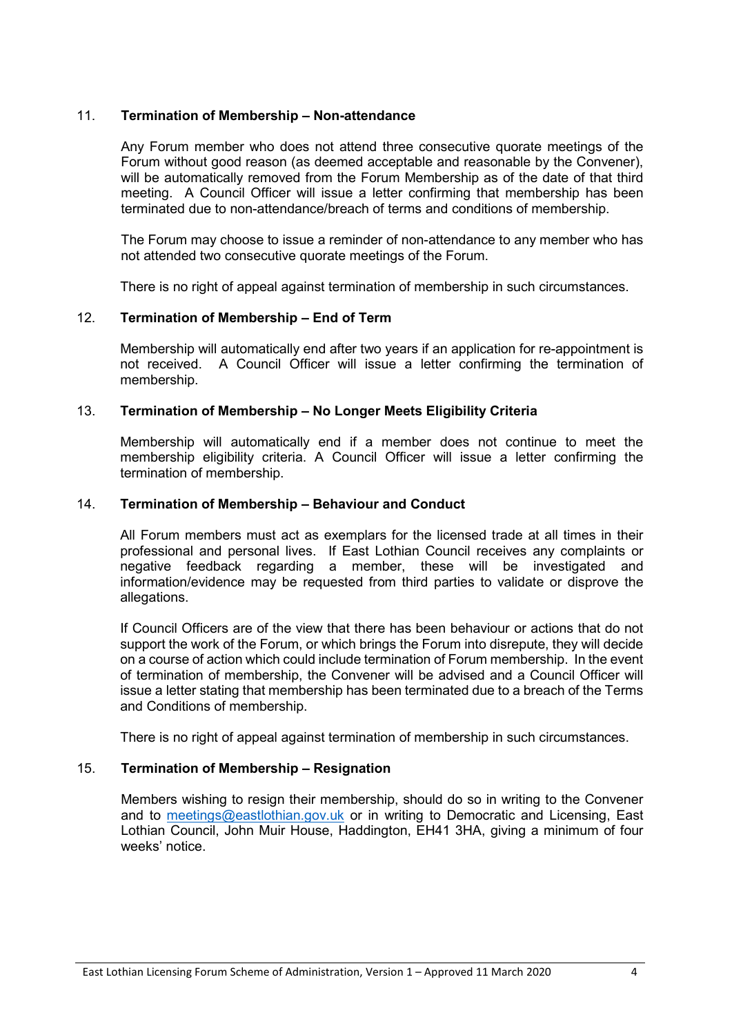## 11. Termination of Membership – Non-attendance

Any Forum member who does not attend three consecutive quorate meetings of the Forum without good reason (as deemed acceptable and reasonable by the Convener), will be automatically removed from the Forum Membership as of the date of that third meeting. A Council Officer will issue a letter confirming that membership has been terminated due to non-attendance/breach of terms and conditions of membership.

The Forum may choose to issue a reminder of non-attendance to any member who has not attended two consecutive quorate meetings of the Forum.

There is no right of appeal against termination of membership in such circumstances.

## 12. Termination of Membership – End of Term

Membership will automatically end after two years if an application for re-appointment is not received. A Council Officer will issue a letter confirming the termination of membership.

## 13. Termination of Membership – No Longer Meets Eligibility Criteria

Membership will automatically end if a member does not continue to meet the membership eligibility criteria. A Council Officer will issue a letter confirming the termination of membership.

## 14. Termination of Membership – Behaviour and Conduct

All Forum members must act as exemplars for the licensed trade at all times in their professional and personal lives. If East Lothian Council receives any complaints or negative feedback regarding a member, these will be investigated and information/evidence may be requested from third parties to validate or disprove the allegations.

If Council Officers are of the view that there has been behaviour or actions that do not support the work of the Forum, or which brings the Forum into disrepute, they will decide on a course of action which could include termination of Forum membership. In the event of termination of membership, the Convener will be advised and a Council Officer will issue a letter stating that membership has been terminated due to a breach of the Terms and Conditions of membership.

There is no right of appeal against termination of membership in such circumstances.

## 15. Termination of Membership – Resignation

Members wishing to resign their membership, should do so in writing to the Convener and to meetings@eastlothian.gov.uk or in writing to Democratic and Licensing, East Lothian Council, John Muir House, Haddington, EH41 3HA, giving a minimum of four weeks' notice.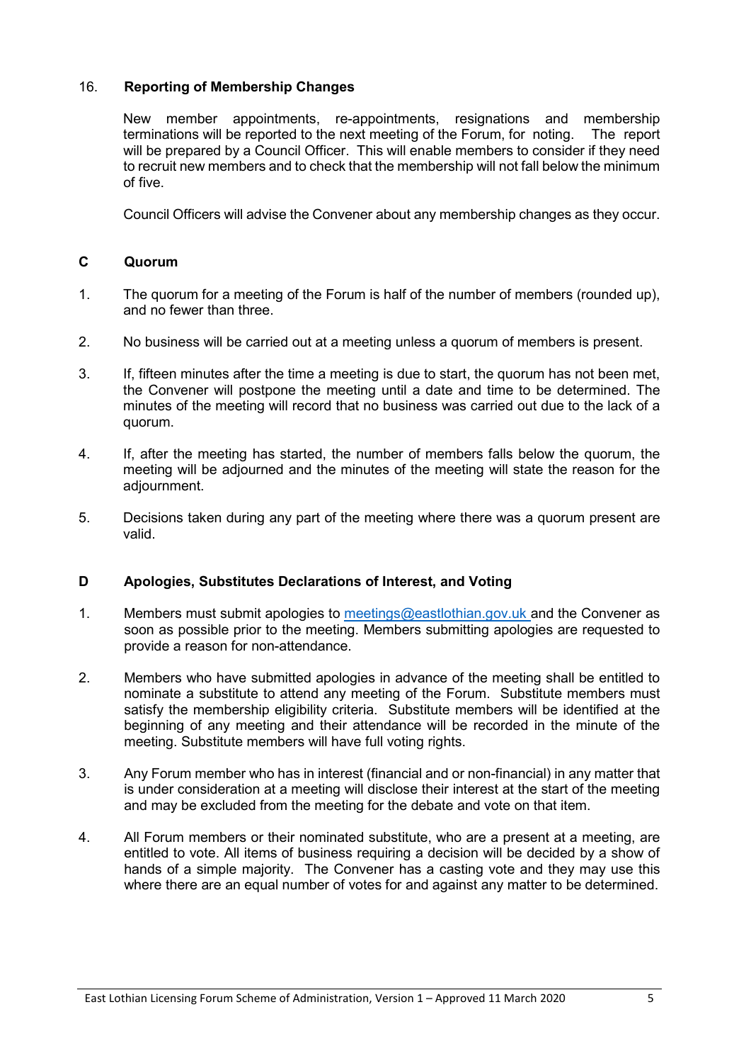16. **Reporting of Membership Changes**

New member appointments, re-appointments, resignations and membership terminations will be reported to the next meeting of the Forum, for noting. The report will be prepared by a Council Officer. This will enable members to consider if they need to recruit new members and to check that the membership will not fall below the minimum of five.

Council Officers will advise the Convener about any membership changes as they occur.

## C Quorum

1. The quorum for a meeting of the Forum is half of the number of members (rounded up), and no fewer than three.

2. No business will be carried out at a meeting unless a quorum of members is present.

3. If, fifteen minutes after the time a meeting is due to start, the quorum has not been met, the Convener will postpone the meeting until a date and time to be determined. The minutes of the meeting will record that no business was carried out due to the lack of a quorum.

4. If, after the meeting has started, the number of members falls below the quorum, the meeting will be adjourned and the minutes of the meeting will state the reason for the adjournment.

5. Decisions taken during any part of the meeting where there was a quorum present are valid.

## D Apologies, Substitutes Declarations of Interest, and Voting

1. Members must submit apologies to meetings@eastlothian.gov.uk and the Convener as soon as possible prior to the meeting. Members submitting apologies are requested to provide a reason for non-attendance.

2. Members who have submitted apologies in advance of the meeting shall be entitled to nominate a substitute to attend any meeting of the Forum. Substitute members must satisfy the membership eligibility criteria. Substitute members will be identified at the beginning of any meeting and their attendance will be recorded in the minute of the meeting. Substitute members will have full voting rights.

3. Any Forum member who has in interest (financial and or non-financial) in any matter that is under consideration at a meeting will disclose their interest at the start of the meeting and may be excluded from the meeting for the debate and vote on that item.

4. All Forum members or their nominated substitute, who are a present at a meeting, are entitled to vote. All items of business requiring a decision will be decided by a show of hands of a simple majority. The Convener has a casting vote and they may use this where there are an equal number of votes for and against any matter to be determined.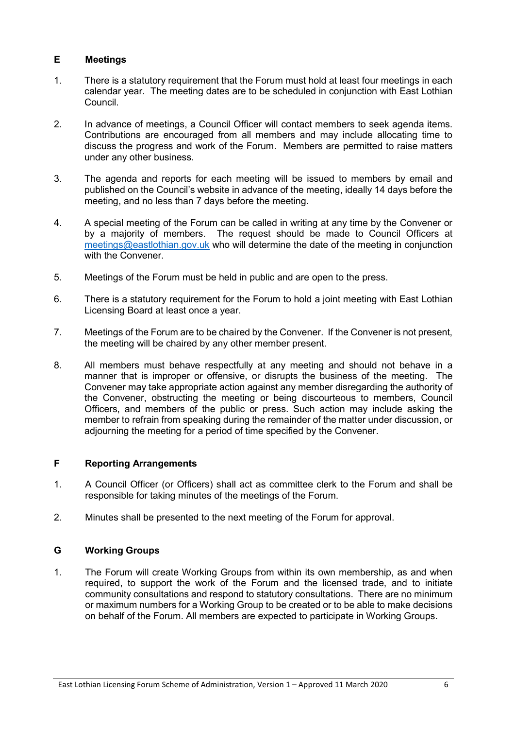## E Meetings

1. There is a statutory requirement that the Forum must hold at least four meetings in each calendar year. The meeting dates are to be scheduled in conjunction with East Lothian Council.

2. In advance of meetings, a Council Officer will contact members to seek agenda items. Contributions are encouraged from all members and may include allocating time to discuss the progress and work of the Forum. Members are permitted to raise matters under any other business.

3. The agenda and reports for each meeting will be issued to members by email and published on the Council's website in advance of the meeting, ideally 14 days before the meeting, and no less than 7 days before the meeting.

4. A special meeting of the Forum can be called in writing at any time by the Convener or by a majority of members. The request should be made to Council Officers at [meetings@eastlothian.gov.uk](mailto:meetings@eastlothian.gov.uk) who will determine the date of the meeting in conjunction with the Convener.

5. Meetings of the Forum must be held in public and are open to the press.

6. There is a statutory requirement for the Forum to hold a joint meeting with East Lothian Licensing Board at least once a year.

7. Meetings of the Forum are to be chaired by the Convener. If the Convener is not present, the meeting will be chaired by any other member present.

8. All members must behave respectfully at any meeting and should not behave in a manner that is improper or offensive, or disrupts the business of the meeting. The Convener may take appropriate action against any member disregarding the authority of the Convener, obstructing the meeting or being discourteous to members, Council Officers, and members of the public or press. Such action may include asking the member to refrain from speaking during the remainder of the matter under discussion, or adjourning the meeting for a period of time specified by the Convener.

## F Reporting Arrangements

1. A Council Officer (or Officers) shall act as committee clerk to the Forum and shall be responsible for taking minutes of the meetings of the Forum.

2. Minutes shall be presented to the next meeting of the Forum for approval.

## G Working Groups

1. The Forum will create Working Groups from within its own membership, as and when required, to support the work of the Forum and the licensed trade, and to initiate community consultations and respond to statutory consultations. There are no minimum or maximum numbers for a Working Group to be created or to be able to make decisions on behalf of the Forum. All members are expected to participate in Working Groups.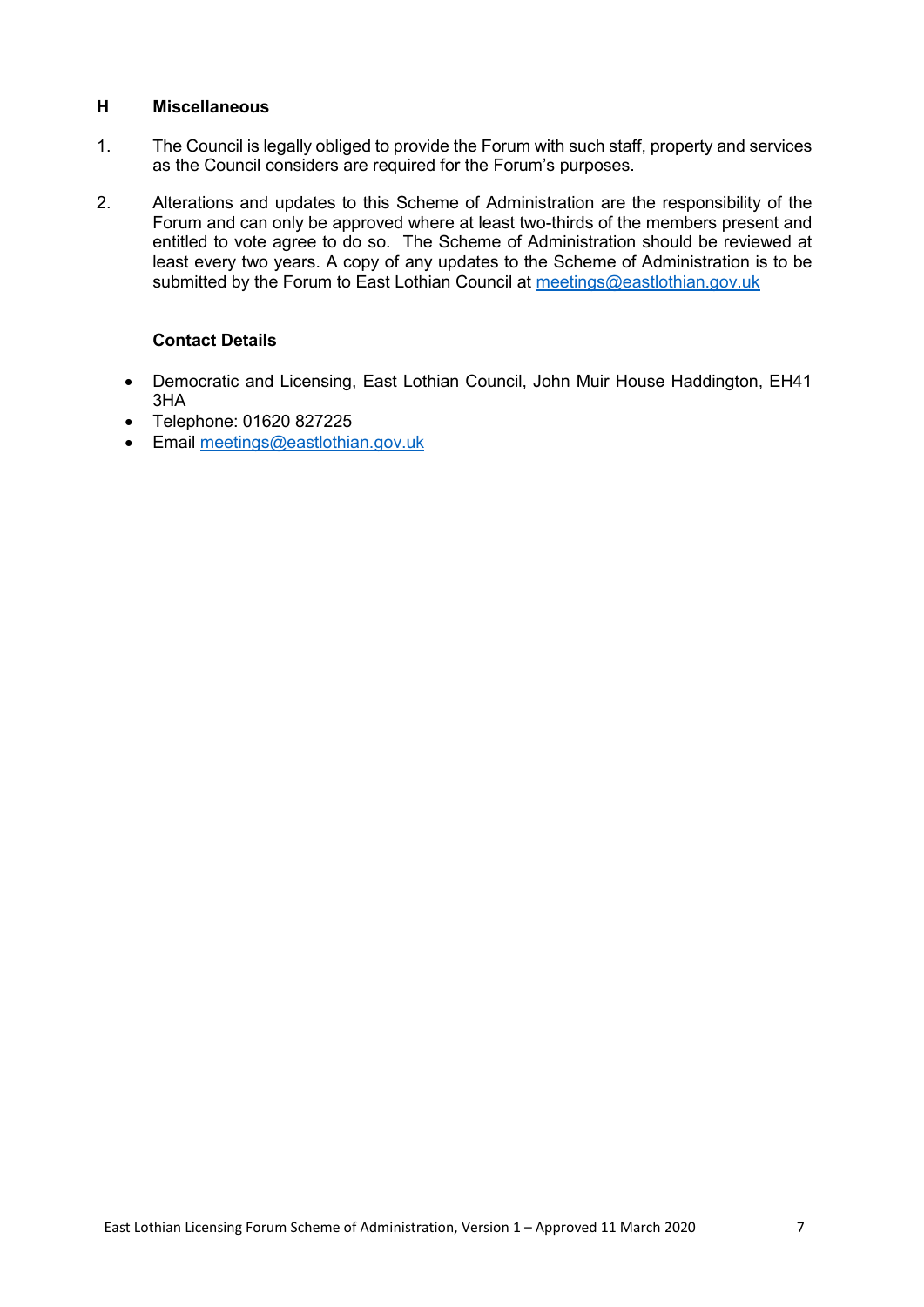## H Miscellaneous

1. The Council is legally obliged to provide the Forum with such staff, property and services as the Council considers are required for the Forum's purposes.

2. Alterations and updates to this Scheme of Administration are the responsibility of the Forum and can only be approved where at least two-thirds of the members present and entitled to vote agree to do so. The Scheme of Administration should be reviewed at least every two years. A copy of any updates to the Scheme of Administration is to be submitted by the Forum to East Lothian Council at meetings@eastlothian.gov.uk

**Contact Details**

- Democratic and Licensing, East Lothian Council, John Muir House Haddington, EH41 3HA
- Telephone: 01620 827225
- Email meetings@eastlothian.gov.uk